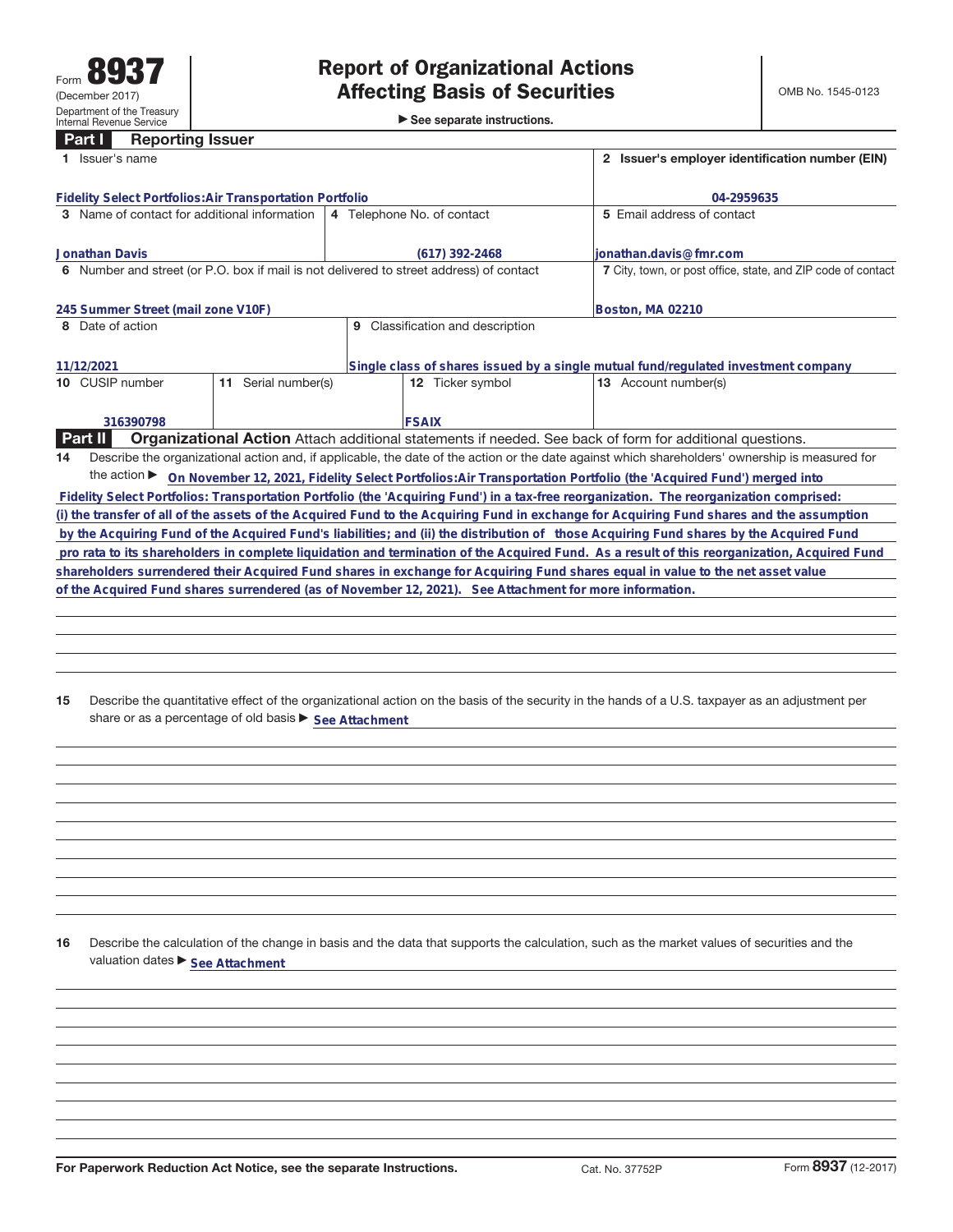Form **8937**
(December 2017)
Department of the Treasury
Internal Revenue Service

# Report of Organizational Actions Affecting Basis of Securities

▶ See separate instructions.

OMB No. 1545-0123

## Part I Reporting Issuer

| Field | Value |
|---|---|
| 1 Issuer's name | Fidelity Select Portfolios:Air Transportation Portfolio |
| 2 Issuer's employer identification number (EIN) | 04-2959635 |
| 3 Name of contact for additional information | Jonathan Davis |
| 4 Telephone No. of contact | (617) 392-2468 |
| 5 Email address of contact | jonathan.davis@fmr.com |
| 6 Number and street (or P.O. box if mail is not delivered to street address) of contact | 245 Summer Street (mail zone V10F) |
| 7 City, town, or post office, state, and ZIP code of contact | Boston, MA 02210 |
| 8 Date of action | 11/12/2021 |
| 9 Classification and description | Single class of shares issued by a single mutual fund/regulated investment company |
| 10 CUSIP number | 316390798 |
| 11 Serial number(s) | |
| 12 Ticker symbol | FSAIX |
| 13 Account number(s) | |

## Part II Organizational Action

Attach additional statements if needed. See back of form for additional questions.

**14** Describe the organizational action and, if applicable, the date of the action or the date against which shareholders' ownership is measured for the action ▶ On November 12, 2021, Fidelity Select Portfolios:Air Transportation Portfolio (the 'Acquired Fund') merged into Fidelity Select Portfolios: Transportation Portfolio (the 'Acquiring Fund') in a tax-free reorganization. The reorganization comprised: (i) the transfer of all of the assets of the Acquired Fund to the Acquiring Fund in exchange for Acquiring Fund shares and the assumption by the Acquiring Fund of the Acquired Fund's liabilities; and (ii) the distribution of those Acquiring Fund shares by the Acquired Fund pro rata to its shareholders in complete liquidation and termination of the Acquired Fund. As a result of this reorganization, Acquired Fund shareholders surrendered their Acquired Fund shares in exchange for Acquiring Fund shares equal in value to the net asset value of the Acquired Fund shares surrendered (as of November 12, 2021). See Attachment for more information.

**15** Describe the quantitative effect of the organizational action on the basis of the security in the hands of a U.S. taxpayer as an adjustment per share or as a percentage of old basis ▶ See Attachment

**16** Describe the calculation of the change in basis and the data that supports the calculation, such as the market values of securities and the valuation dates ▶ See Attachment

For Paperwork Reduction Act Notice, see the separate Instructions. Cat. No. 37752P Form **8937** (12-2017)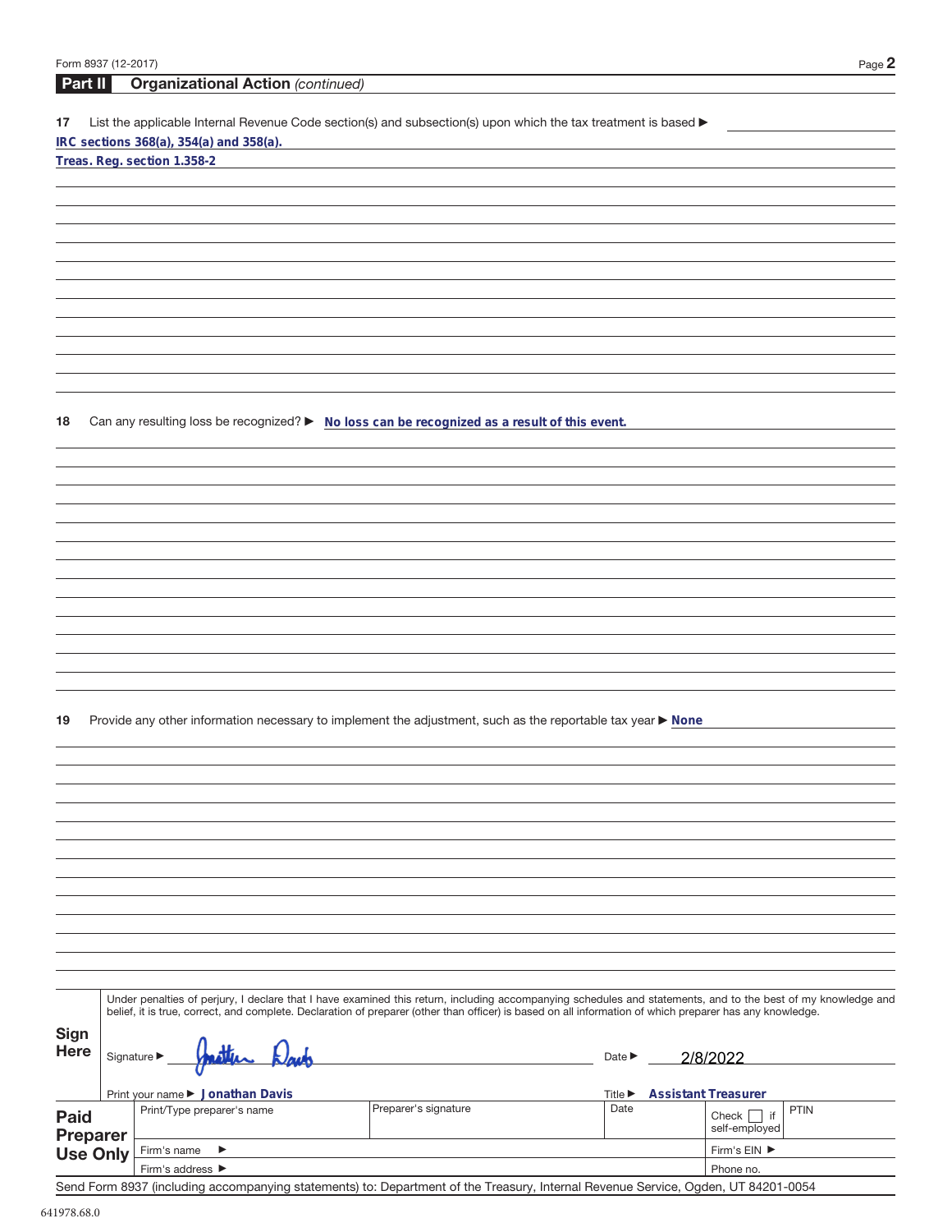## Part II Organizational Action *(continued)*

**17** List the applicable Internal Revenue Code section(s) and subsection(s) upon which the tax treatment is based ▶

IRC sections 368(a), 354(a) and 358(a).

Treas. Reg. section 1.358-2

**18** Can any resulting loss be recognized? ▶ No loss can be recognized as a result of this event.

**19** Provide any other information necessary to implement the adjustment, such as the reportable tax year ▶ None

Under penalties of perjury, I declare that I have examined this return, including accompanying schedules and statements, and to the best of my knowledge and belief, it is true, correct, and complete. Declaration of preparer (other than officer) is based on all information of which preparer has any knowledge.

**Sign Here**

Signature ▶ Jonathan Davis    Date ▶ 2/8/2022

Print your name ▶ Jonathan Davis    Title ▶ Assistant Treasurer

| Paid Preparer Use Only | Print/Type preparer's name | Preparer's signature | Date | Check ☐ if self-employed | PTIN |
|---|---|---|---|---|---|
| | Firm's name ▶ | | | Firm's EIN ▶ | |
| | Firm's address ▶ | | | Phone no. | |

Send Form 8937 (including accompanying statements) to: Department of the Treasury, Internal Revenue Service, Ogden, UT 84201-0054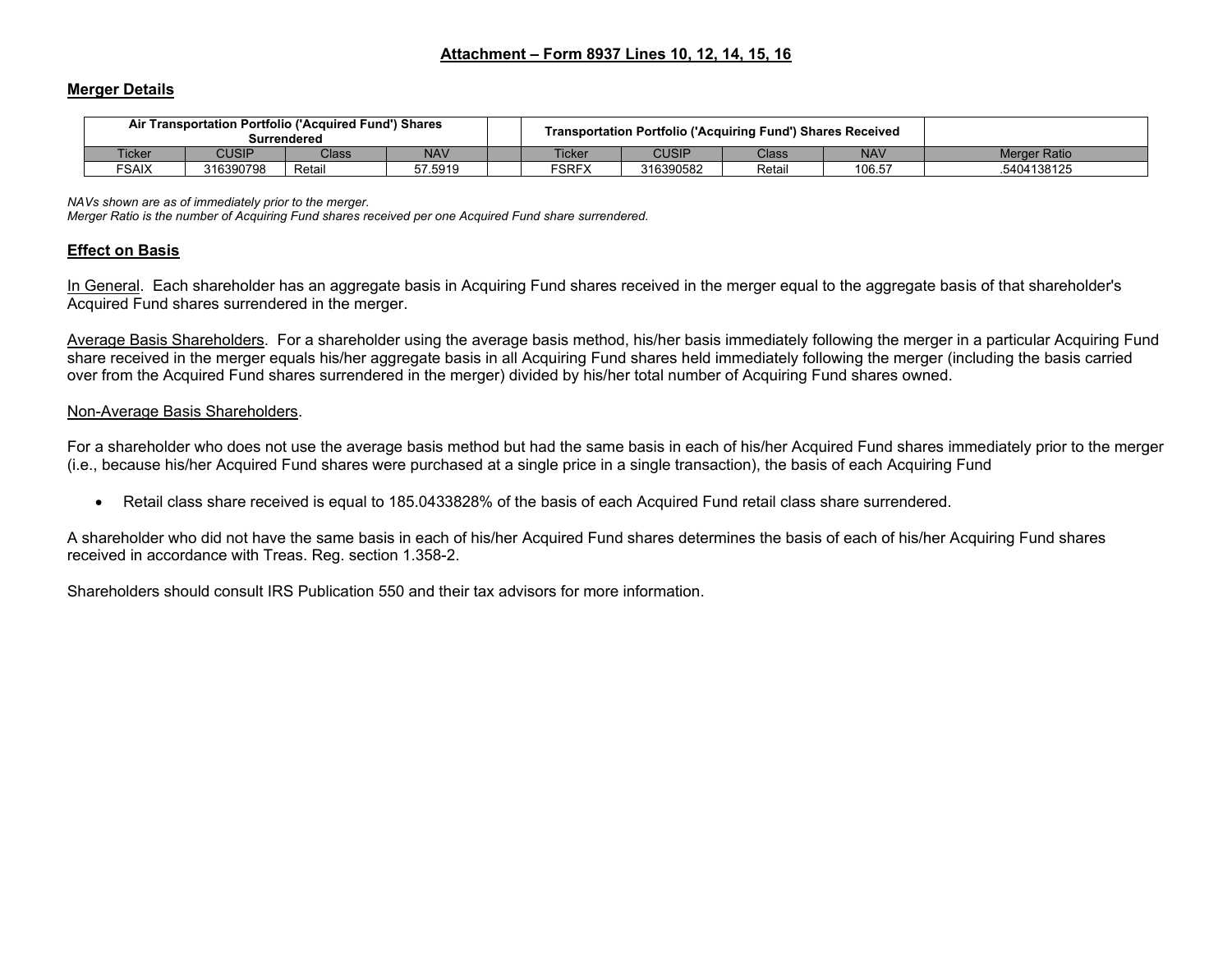## Attachment – Form 8937 Lines 10, 12, 14, 15, 16

### Merger Details

| Air Transportation Portfolio ('Acquired Fund') Shares Surrendered | | | | | Transportation Portfolio ('Acquiring Fund') Shares Received | | | | |
|---|---|---|---|---|---|---|---|---|---|
| Ticker | CUSIP | Class | NAV | | Ticker | CUSIP | Class | NAV | Merger Ratio |
| FSAIX | 316390798 | Retail | 57.5919 | | FSRFX | 316390582 | Retail | 106.57 | .5404138125 |

*NAVs shown are as of immediately prior to the merger.*
*Merger Ratio is the number of Acquiring Fund shares received per one Acquired Fund share surrendered.*

### Effect on Basis

In General. Each shareholder has an aggregate basis in Acquiring Fund shares received in the merger equal to the aggregate basis of that shareholder's Acquired Fund shares surrendered in the merger.

Average Basis Shareholders. For a shareholder using the average basis method, his/her basis immediately following the merger in a particular Acquiring Fund share received in the merger equals his/her aggregate basis in all Acquiring Fund shares held immediately following the merger (including the basis carried over from the Acquired Fund shares surrendered in the merger) divided by his/her total number of Acquiring Fund shares owned.

Non-Average Basis Shareholders.

For a shareholder who does not use the average basis method but had the same basis in each of his/her Acquired Fund shares immediately prior to the merger (i.e., because his/her Acquired Fund shares were purchased at a single price in a single transaction), the basis of each Acquiring Fund

- Retail class share received is equal to 185.0433828% of the basis of each Acquired Fund retail class share surrendered.

A shareholder who did not have the same basis in each of his/her Acquired Fund shares determines the basis of each of his/her Acquiring Fund shares received in accordance with Treas. Reg. section 1.358-2.

Shareholders should consult IRS Publication 550 and their tax advisors for more information.